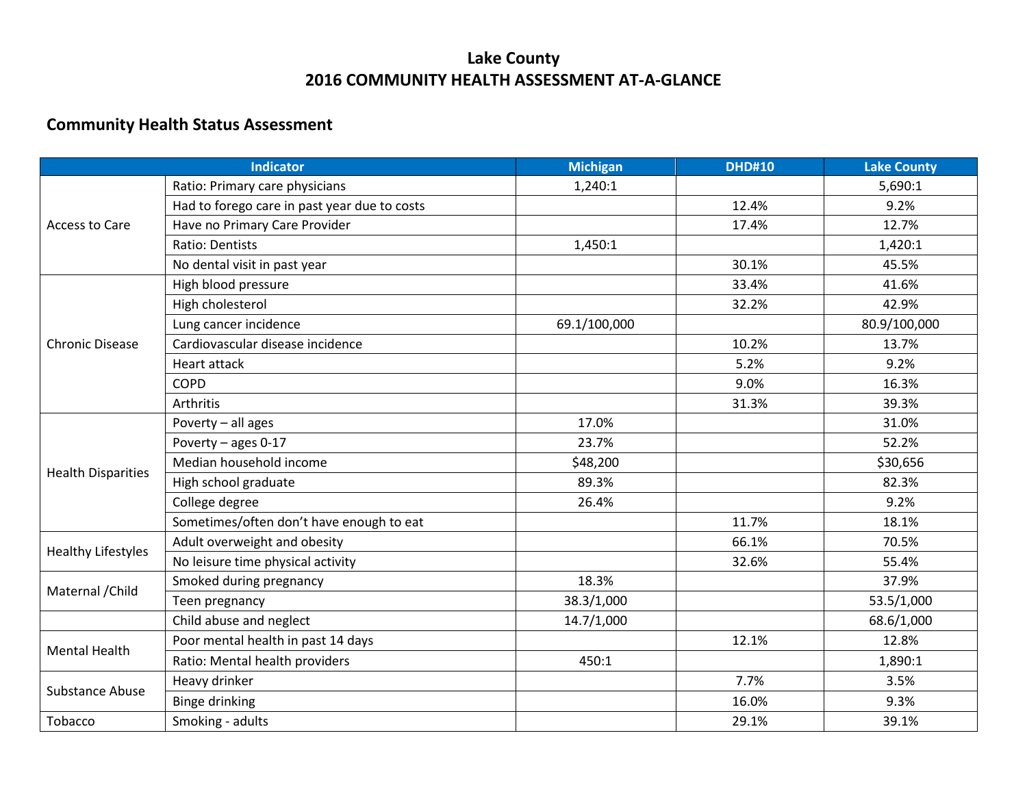# Lake County
# 2016 COMMUNITY HEALTH ASSESSMENT AT-A-GLANCE

## Community Health Status Assessment

| Indicator | | Michigan | DHD#10 | Lake County |
|---|---|---|---|---|
| Access to Care | Ratio: Primary care physicians | 1,240:1 | | 5,690:1 |
| | Had to forego care in past year due to costs | | 12.4% | 9.2% |
| | Have no Primary Care Provider | | 17.4% | 12.7% |
| | Ratio: Dentists | 1,450:1 | | 1,420:1 |
| | No dental visit in past year | | 30.1% | 45.5% |
| Chronic Disease | High blood pressure | | 33.4% | 41.6% |
| | High cholesterol | | 32.2% | 42.9% |
| | Lung cancer incidence | 69.1/100,000 | | 80.9/100,000 |
| | Cardiovascular disease incidence | | 10.2% | 13.7% |
| | Heart attack | | 5.2% | 9.2% |
| | COPD | | 9.0% | 16.3% |
| | Arthritis | | 31.3% | 39.3% |
| Health Disparities | Poverty – all ages | 17.0% | | 31.0% |
| | Poverty – ages 0-17 | 23.7% | | 52.2% |
| | Median household income | $48,200 | | $30,656 |
| | High school graduate | 89.3% | | 82.3% |
| | College degree | 26.4% | | 9.2% |
| | Sometimes/often don't have enough to eat | | 11.7% | 18.1% |
| Healthy Lifestyles | Adult overweight and obesity | | 66.1% | 70.5% |
| | No leisure time physical activity | | 32.6% | 55.4% |
| Maternal /Child | Smoked during pregnancy | 18.3% | | 37.9% |
| | Teen pregnancy | 38.3/1,000 | | 53.5/1,000 |
| | Child abuse and neglect | 14.7/1,000 | | 68.6/1,000 |
| Mental Health | Poor mental health in past 14 days | | 12.1% | 12.8% |
| | Ratio: Mental health providers | 450:1 | | 1,890:1 |
| Substance Abuse | Heavy drinker | | 7.7% | 3.5% |
| | Binge drinking | | 16.0% | 9.3% |
| Tobacco | Smoking - adults | | 29.1% | 39.1% |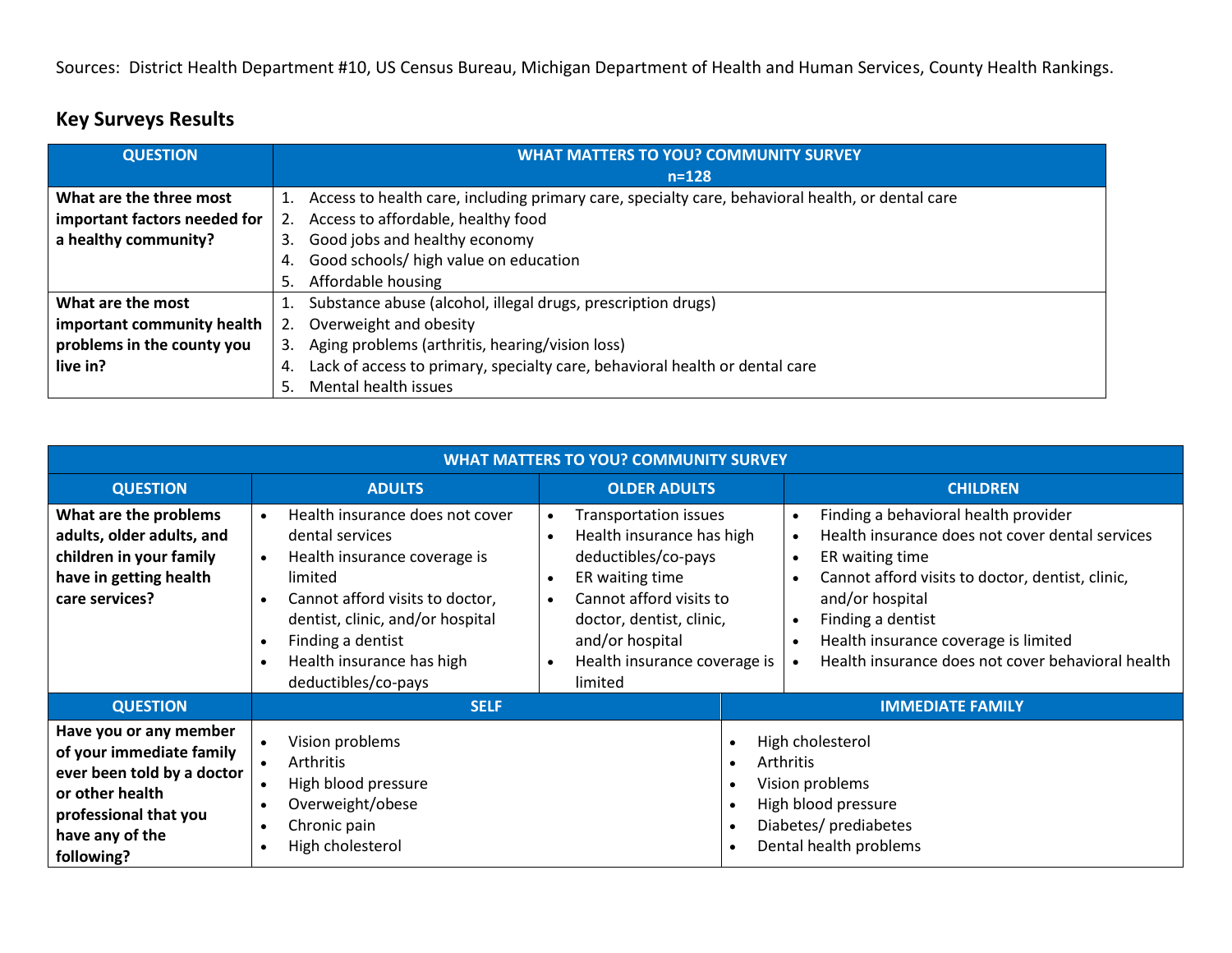Sources: District Health Department #10, US Census Bureau, Michigan Department of Health and Human Services, County Health Rankings.

## Key Surveys Results

| QUESTION | WHAT MATTERS TO YOU? COMMUNITY SURVEY n=128 |
|---|---|
| **What are the three most important factors needed for a healthy community?** | 1. Access to health care, including primary care, specialty care, behavioral health, or dental care<br>2. Access to affordable, healthy food<br>3. Good jobs and healthy economy<br>4. Good schools/ high value on education<br>5. Affordable housing |
| **What are the most important community health problems in the county you live in?** | 1. Substance abuse (alcohol, illegal drugs, prescription drugs)<br>2. Overweight and obesity<br>3. Aging problems (arthritis, hearing/vision loss)<br>4. Lack of access to primary, specialty care, behavioral health or dental care<br>5. Mental health issues |

| WHAT MATTERS TO YOU? COMMUNITY SURVEY | | | |
|---|---|---|---|
| **QUESTION** | **ADULTS** | **OLDER ADULTS** | **CHILDREN** |
| **What are the problems adults, older adults, and children in your family have in getting health care services?** | • Health insurance does not cover dental services<br>• Health insurance coverage is limited<br>• Cannot afford visits to doctor, dentist, clinic, and/or hospital<br>• Finding a dentist<br>• Health insurance has high deductibles/co-pays | • Transportation issues<br>• Health insurance has high deductibles/co-pays<br>• ER waiting time<br>• Cannot afford visits to doctor, dentist, clinic, and/or hospital<br>• Health insurance coverage is limited | • Finding a behavioral health provider<br>• Health insurance does not cover dental services<br>• ER waiting time<br>• Cannot afford visits to doctor, dentist, clinic, and/or hospital<br>• Finding a dentist<br>• Health insurance coverage is limited<br>• Health insurance does not cover behavioral health |
| **QUESTION** | **SELF** | **IMMEDIATE FAMILY** | |
| **Have you or any member of your immediate family ever been told by a doctor or other health professional that you have any of the following?** | • Vision problems<br>• Arthritis<br>• High blood pressure<br>• Overweight/obese<br>• Chronic pain<br>• High cholesterol | • High cholesterol<br>• Arthritis<br>• Vision problems<br>• High blood pressure<br>• Diabetes/ prediabetes<br>• Dental health problems | |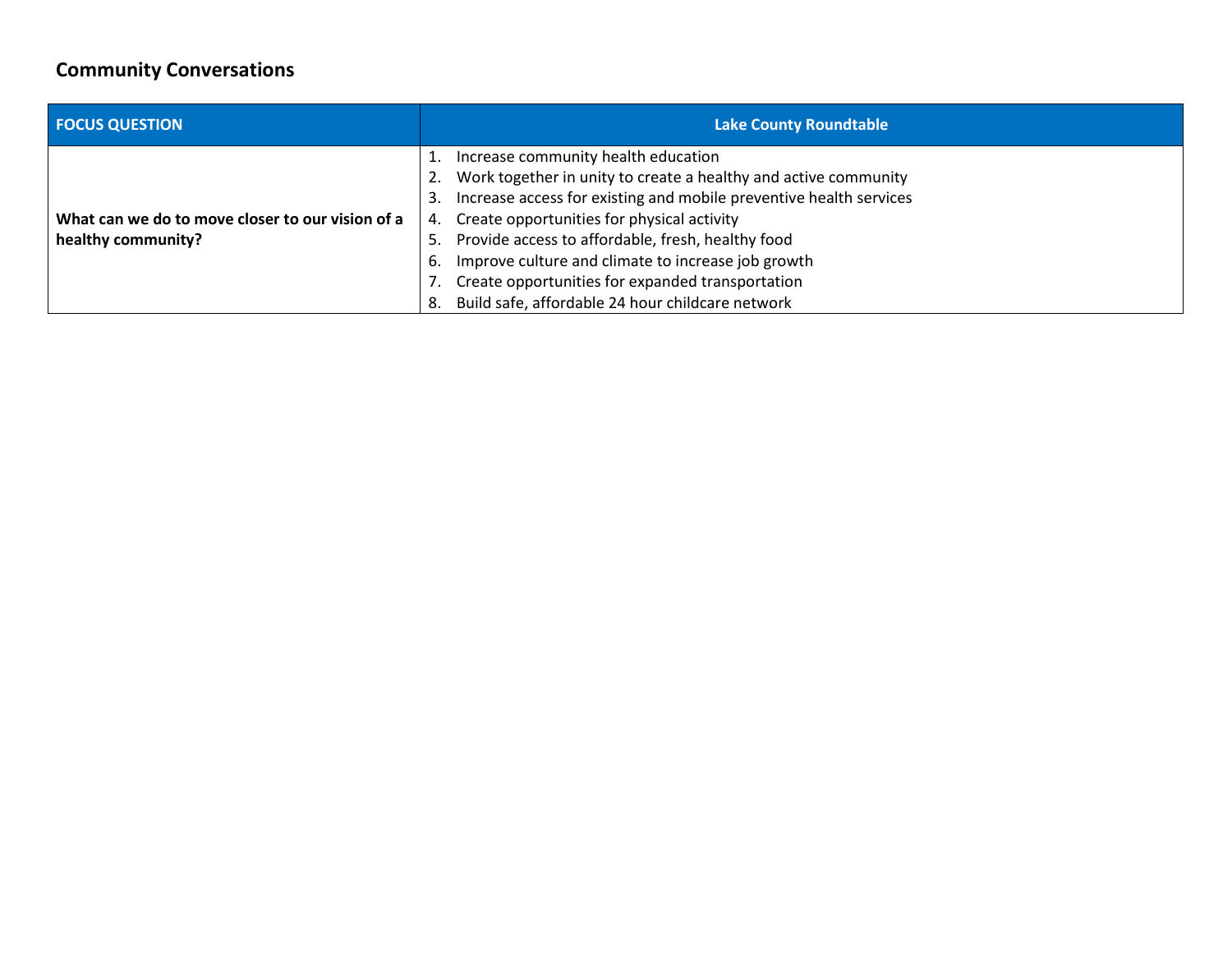## Community Conversations

| FOCUS QUESTION | Lake County Roundtable |
|---|---|
| **What can we do to move closer to our vision of a healthy community?** | 1. Increase community health education<br>2. Work together in unity to create a healthy and active community<br>3. Increase access for existing and mobile preventive health services<br>4. Create opportunities for physical activity<br>5. Provide access to affordable, fresh, healthy food<br>6. Improve culture and climate to increase job growth<br>7. Create opportunities for expanded transportation<br>8. Build safe, affordable 24 hour childcare network |